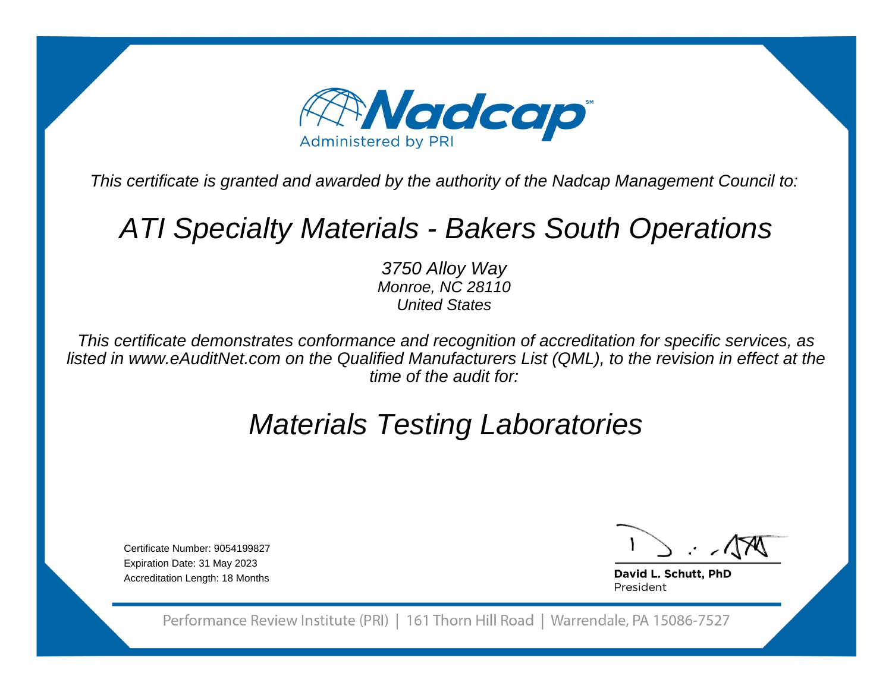Nadcap[SM]

Administered by PRI

*This certificate is granted and awarded by the authority of the Nadcap Management Council to:*

# *ATI Specialty Materials - Bakers South Operations*

*3750 Alloy Way*
*Monroe, NC 28110*
*United States*

*This certificate demonstrates conformance and recognition of accreditation for specific services, as listed in www.eAuditNet.com on the Qualified Manufacturers List (QML), to the revision in effect at the time of the audit for:*

## *Materials Testing Laboratories*

Certificate Number: 9054199827
Expiration Date: 31 May 2023
Accreditation Length: 18 Months

**David L. Schutt, PhD**
President

Performance Review Institute (PRI) | 161 Thorn Hill Road | Warrendale, PA 15086-7527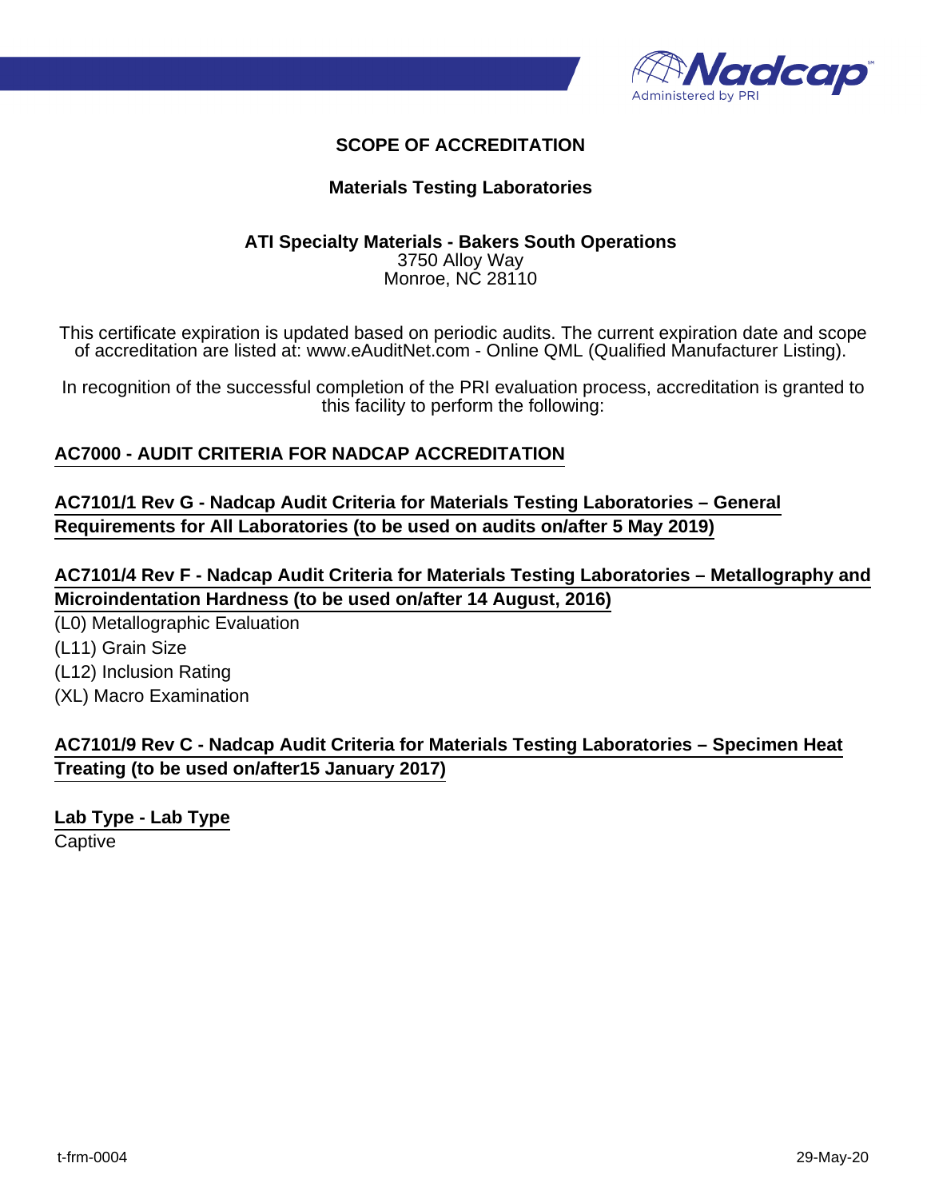# SCOPE OF ACCREDITATION

## Materials Testing Laboratories

**ATI Specialty Materials - Bakers South Operations**
3750 Alloy Way
Monroe, NC 28110

This certificate expiration is updated based on periodic audits. The current expiration date and scope of accreditation are listed at: www.eAuditNet.com - Online QML (Qualified Manufacturer Listing).

In recognition of the successful completion of the PRI evaluation process, accreditation is granted to this facility to perform the following:

### AC7000 - AUDIT CRITERIA FOR NADCAP ACCREDITATION

### AC7101/1 Rev G - Nadcap Audit Criteria for Materials Testing Laboratories – General Requirements for All Laboratories (to be used on audits on/after 5 May 2019)

### AC7101/4 Rev F - Nadcap Audit Criteria for Materials Testing Laboratories – Metallography and Microindentation Hardness (to be used on/after 14 August, 2016)

(L0) Metallographic Evaluation
(L11) Grain Size
(L12) Inclusion Rating
(XL) Macro Examination

### AC7101/9 Rev C - Nadcap Audit Criteria for Materials Testing Laboratories – Specimen Heat Treating (to be used on/after15 January 2017)

### Lab Type - Lab Type

Captive

t-frm-0004 29-May-20